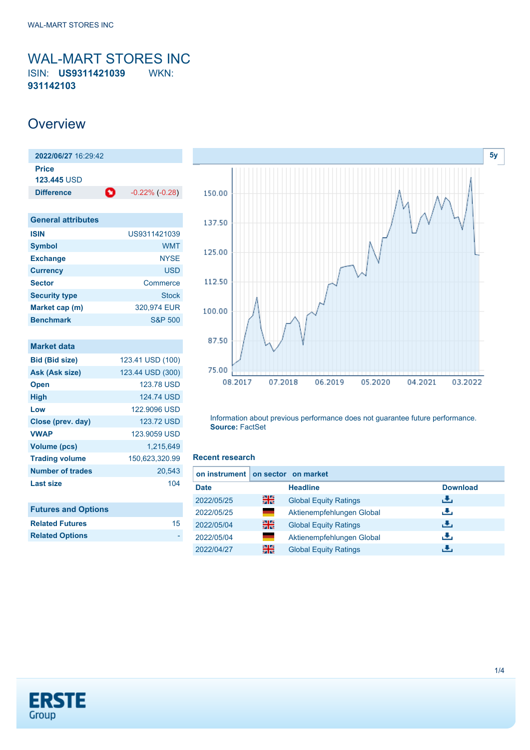# WAL-MART STORES INC

ISIN: **US9311421039** WKN: **931142103**

## Overview

| 2022/06/27 16:29:42 | |
|---|---|
| Price | |
| 123.445 USD | |
| Difference | -0.22% (-0.28) |

| General attributes | |
|---|---|
| ISIN | US9311421039 |
| Symbol | WMT |
| Exchange | NYSE |
| Currency | USD |
| Sector | Commerce |
| Security type | Stock |
| Market cap (m) | 320,974 EUR |
| Benchmark | S&P 500 |

| Market data | |
|---|---|
| Bid (Bid size) | 123.41 USD (100) |
| Ask (Ask size) | 123.44 USD (300) |
| Open | 123.78 USD |
| High | 124.74 USD |
| Low | 122.9096 USD |
| Close (prev. day) | 123.72 USD |
| VWAP | 123.9059 USD |
| Volume (pcs) | 1,215,649 |
| Trading volume | 150,623,320.99 |
| Number of trades | 20,543 |
| Last size | 104 |

| Futures and Options | |
|---|---|
| Related Futures | 15 |
| Related Options | - |

Information about previous performance does not guarantee future performance.
**Source:** FactSet

### Recent research

on instrument | on sector | on market

| Date | | Headline | Download |
|---|---|---|---|
| 2022/05/25 | | Global Equity Ratings | |
| 2022/05/25 | | Aktienempfehlungen Global | |
| 2022/05/04 | | Global Equity Ratings | |
| 2022/05/04 | | Aktienempfehlungen Global | |
| 2022/04/27 | | Global Equity Ratings | |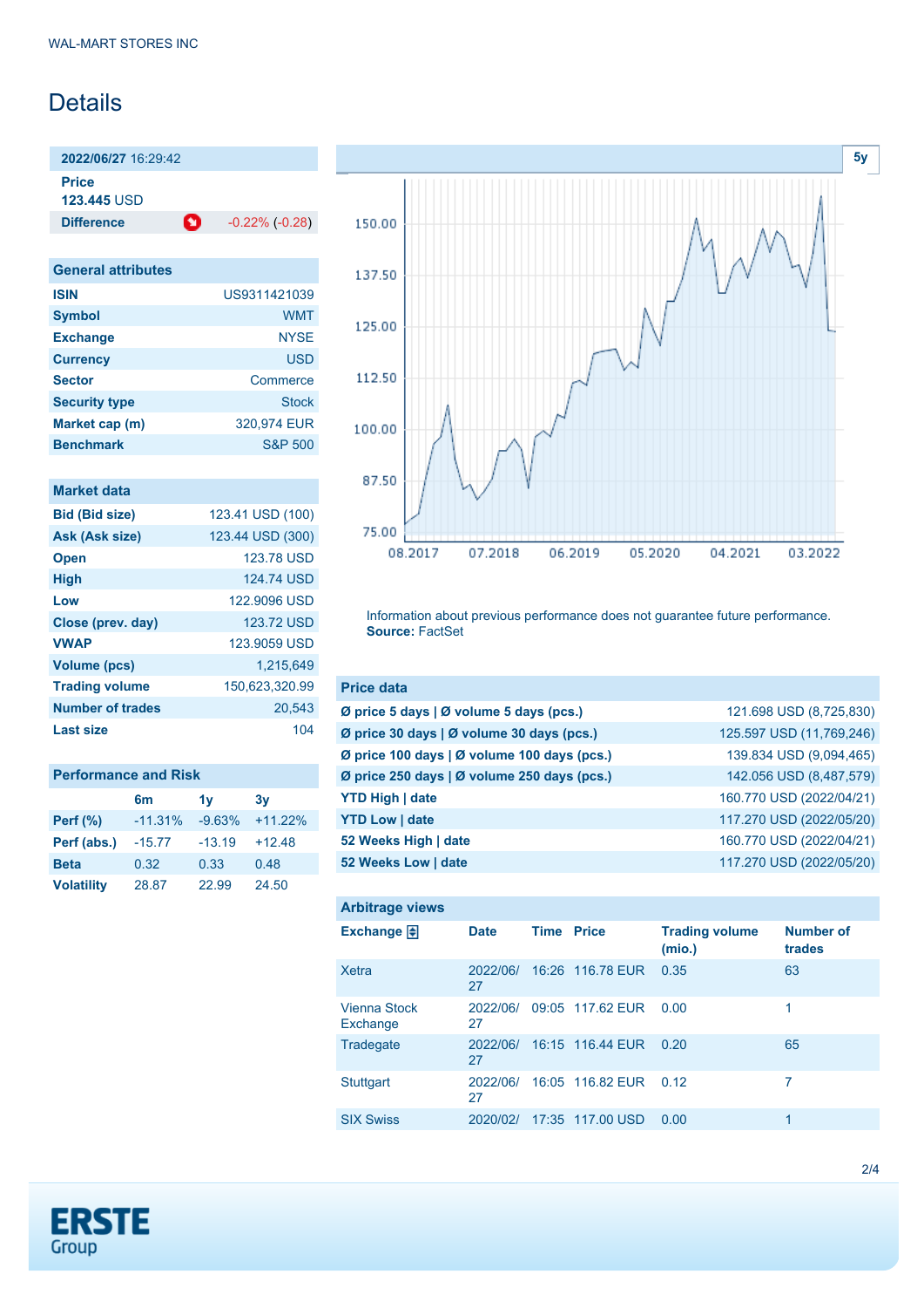# Details

**2022/06/27** 16:29:42

**Price**
**123.445** USD

**Difference** -0.22% (-0.28)

## General attributes

| | |
|---|---|
| **ISIN** | US9311421039 |
| **Symbol** | WMT |
| **Exchange** | NYSE |
| **Currency** | USD |
| **Sector** | Commerce |
| **Security type** | Stock |
| **Market cap (m)** | 320,974 EUR |
| **Benchmark** | S&P 500 |

## Market data

| | |
|---|---|
| **Bid (Bid size)** | 123.41 USD (100) |
| **Ask (Ask size)** | 123.44 USD (300) |
| **Open** | 123.78 USD |
| **High** | 124.74 USD |
| **Low** | 122.9096 USD |
| **Close (prev. day)** | 123.72 USD |
| **VWAP** | 123.9059 USD |
| **Volume (pcs)** | 1,215,649 |
| **Trading volume** | 150,623,320.99 |
| **Number of trades** | 20,543 |
| **Last size** | 104 |

## Performance and Risk

| | 6m | 1y | 3y |
|---|---|---|---|
| **Perf (%)** | -11.31% | -9.63% | +11.22% |
| **Perf (abs.)** | -15.77 | -13.19 | +12.48 |
| **Beta** | 0.32 | 0.33 | 0.48 |
| **Volatility** | 28.87 | 22.99 | 24.50 |

Information about previous performance does not guarantee future performance.
**Source:** FactSet

## Price data

| | |
|---|---|
| **Ø price 5 days \| Ø volume 5 days (pcs.)** | 121.698 USD (8,725,830) |
| **Ø price 30 days \| Ø volume 30 days (pcs.)** | 125.597 USD (11,769,246) |
| **Ø price 100 days \| Ø volume 100 days (pcs.)** | 139.834 USD (9,094,465) |
| **Ø price 250 days \| Ø volume 250 days (pcs.)** | 142.056 USD (8,487,579) |
| **YTD High \| date** | 160.770 USD (2022/04/21) |
| **YTD Low \| date** | 117.270 USD (2022/05/20) |
| **52 Weeks High \| date** | 160.770 USD (2022/04/21) |
| **52 Weeks Low \| date** | 117.270 USD (2022/05/20) |

## Arbitrage views

| Exchange | Date | Time | Price | Trading volume (mio.) | Number of trades |
|---|---|---|---|---|---|
| Xetra | 2022/06/27 | 16:26 | 116.78 EUR | 0.35 | 63 |
| Vienna Stock Exchange | 2022/06/27 | 09:05 | 117.62 EUR | 0.00 | 1 |
| Tradegate | 2022/06/27 | 16:15 | 116.44 EUR | 0.20 | 65 |
| Stuttgart | 2022/06/27 | 16:05 | 116.82 EUR | 0.12 | 7 |
| SIX Swiss | 2020/02/ | 17:35 | 117.00 USD | 0.00 | 1 |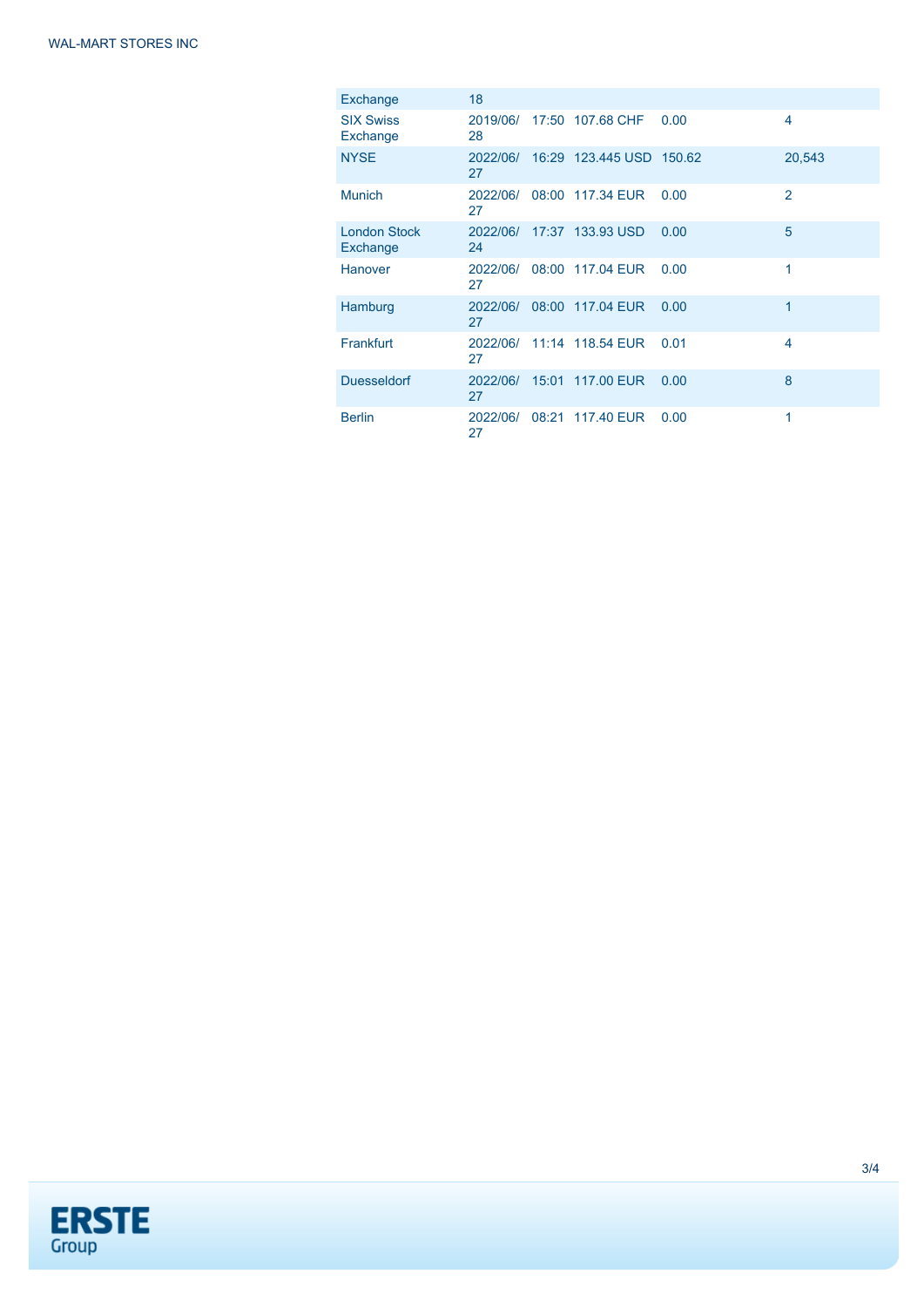| Exchange | 18 | | | | |
|---|---|---|---|---|---|
| SIX Swiss Exchange | 2019/06/28 | 17:50 | 107.68 CHF | 0.00 | 4 |
| NYSE | 2022/06/27 | 16:29 | 123.445 USD | 150.62 | 20,543 |
| Munich | 2022/06/27 | 08:00 | 117.34 EUR | 0.00 | 2 |
| London Stock Exchange | 2022/06/24 | 17:37 | 133.93 USD | 0.00 | 5 |
| Hanover | 2022/06/27 | 08:00 | 117.04 EUR | 0.00 | 1 |
| Hamburg | 2022/06/27 | 08:00 | 117.04 EUR | 0.00 | 1 |
| Frankfurt | 2022/06/27 | 11:14 | 118.54 EUR | 0.01 | 4 |
| Duesseldorf | 2022/06/27 | 15:01 | 117.00 EUR | 0.00 | 8 |
| Berlin | 2022/06/27 | 08:21 | 117.40 EUR | 0.00 | 1 |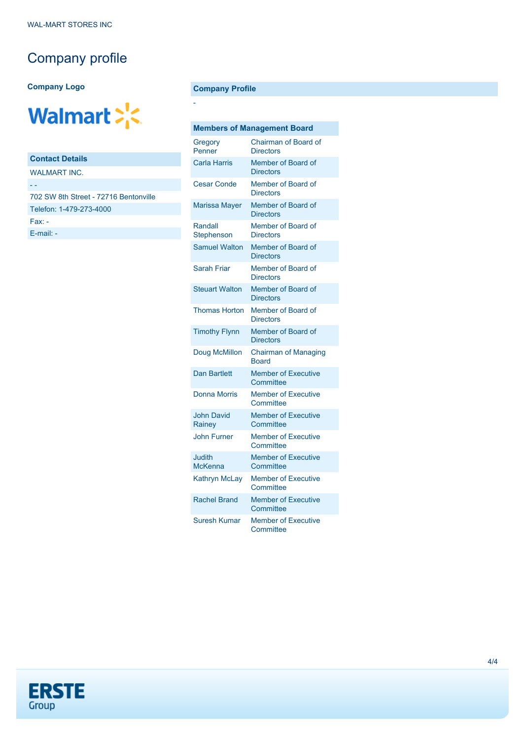# Company profile

**Company Logo**

**Contact Details**

WALMART INC.

- -

702 SW 8th Street - 72716 Bentonville

Telefon: 1-479-273-4000

Fax: -

E-mail: -

**Company Profile**

-

| Members of Management Board | |
|---|---|
| Gregory Penner | Chairman of Board of Directors |
| Carla Harris | Member of Board of Directors |
| Cesar Conde | Member of Board of Directors |
| Marissa Mayer | Member of Board of Directors |
| Randall Stephenson | Member of Board of Directors |
| Samuel Walton | Member of Board of Directors |
| Sarah Friar | Member of Board of Directors |
| Steuart Walton | Member of Board of Directors |
| Thomas Horton | Member of Board of Directors |
| Timothy Flynn | Member of Board of Directors |
| Doug McMillon | Chairman of Managing Board |
| Dan Bartlett | Member of Executive Committee |
| Donna Morris | Member of Executive Committee |
| John David Rainey | Member of Executive Committee |
| John Furner | Member of Executive Committee |
| Judith McKenna | Member of Executive Committee |
| Kathryn McLay | Member of Executive Committee |
| Rachel Brand | Member of Executive Committee |
| Suresh Kumar | Member of Executive Committee |